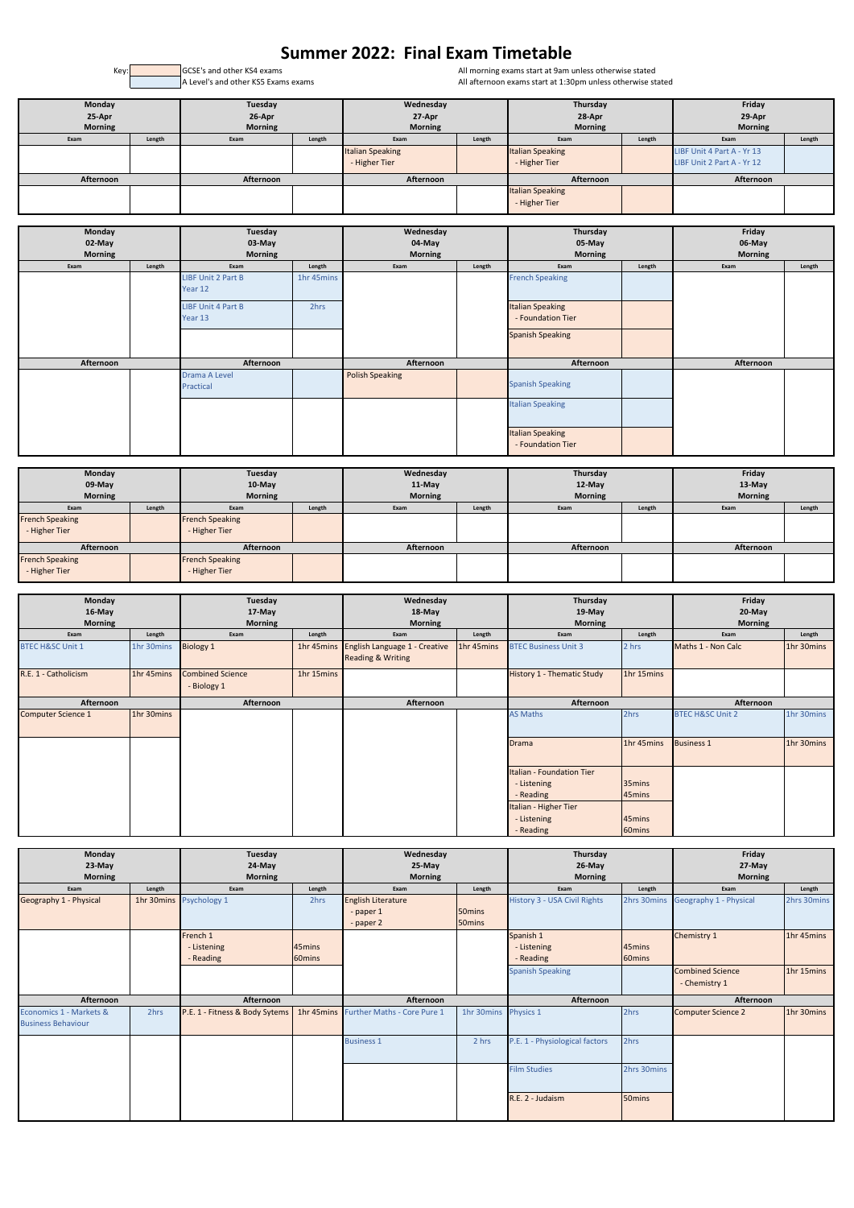# Summer 2022: Final Exam Timetable

Key:
- GCSE's and other KS4 exams
- A Level's and other KS5 Exams exams

All morning exams start at 9am unless otherwise stated
All afternoon exams start at 1:30pm unless otherwise stated

## Week commencing 25-Apr

| Session | Monday 25-Apr Exam | Length | Tuesday 26-Apr Exam | Length | Wednesday 27-Apr Exam | Length | Thursday 28-Apr Exam | Length | Friday 29-Apr Exam | Length |
|---|---|---|---|---|---|---|---|---|---|---|
| Morning | | | | | Italian Speaking - Higher Tier | | Italian Speaking - Higher Tier | | LIBF Unit 4 Part A - Yr 13<br>LIBF Unit 2 Part A - Yr 12 | |
| Afternoon | | | | | | | Italian Speaking - Higher Tier | | | |

## Week commencing 02-May

| Session | Monday 02-May Exam | Length | Tuesday 03-May Exam | Length | Wednesday 04-May Exam | Length | Thursday 05-May Exam | Length | Friday 06-May Exam | Length |
|---|---|---|---|---|---|---|---|---|---|---|
| Morning | | | LIBF Unit 2 Part B Year 12 | 1hr 45mins | | | French Speaking | | | |
| Morning | | | LIBF Unit 4 Part B Year 13 | 2hrs | | | Italian Speaking - Foundation Tier | | | |
| Morning | | | | | | | Spanish Speaking | | | |
| Afternoon | | | Drama A Level Practical | | Polish Speaking | | Spanish Speaking | | | |
| Afternoon | | | | | | | Italian Speaking | | | |
| Afternoon | | | | | | | Italian Speaking - Foundation Tier | | | |

## Week commencing 09-May

| Session | Monday 09-May Exam | Length | Tuesday 10-May Exam | Length | Wednesday 11-May Exam | Length | Thursday 12-May Exam | Length | Friday 13-May Exam | Length |
|---|---|---|---|---|---|---|---|---|---|---|
| Morning | French Speaking - Higher Tier | | French Speaking - Higher Tier | | | | | | | |
| Afternoon | French Speaking - Higher Tier | | French Speaking - Higher Tier | | | | | | | |

## Week commencing 16-May

| Session | Monday 16-May Exam | Length | Tuesday 17-May Exam | Length | Wednesday 18-May Exam | Length | Thursday 19-May Exam | Length | Friday 20-May Exam | Length |
|---|---|---|---|---|---|---|---|---|---|---|
| Morning | BTEC H&SC Unit 1 | 1hr 30mins | Biology 1 | 1hr 45mins | English Language 1 - Creative Reading & Writing | 1hr 45mins | BTEC Business Unit 3 | 2 hrs | Maths 1 - Non Calc | 1hr 30mins |
| Morning | R.E. 1 - Catholicism | 1hr 45mins | Combined Science - Biology 1 | 1hr 15mins | | | History 1 - Thematic Study | 1hr 15mins | | |
| Afternoon | Computer Science 1 | 1hr 30mins | | | | | AS Maths | 2hrs | BTEC H&SC Unit 2 | 1hr 30mins |
| Afternoon | | | | | | | Drama | 1hr 45mins | Business 1 | 1hr 30mins |
| Afternoon | | | | | | | Italian - Foundation Tier<br>- Listening<br>- Reading | 35mins<br>45mins | | |
| Afternoon | | | | | | | Italian - Higher Tier<br>- Listening<br>- Reading | 45mins<br>60mins | | |

## Week commencing 23-May

| Session | Monday 23-May Exam | Length | Tuesday 24-May Exam | Length | Wednesday 25-May Exam | Length | Thursday 26-May Exam | Length | Friday 27-May Exam | Length |
|---|---|---|---|---|---|---|---|---|---|---|
| Morning | Geography 1 - Physical | 1hr 30mins | Psychology 1 | 2hrs | English Literature<br>- paper 1<br>- paper 2 | 50mins<br>50mins | History 3 - USA Civil Rights | 2hrs 30mins | Geography 1 - Physical | 2hrs 30mins |
| Morning | | | French 1<br>- Listening<br>- Reading | 45mins<br>60mins | | | Spanish 1<br>- Listening<br>- Reading | 45mins<br>60mins | Chemistry 1 | 1hr 45mins |
| Morning | | | | | | | Spanish Speaking | | Combined Science - Chemistry 1 | 1hr 15mins |
| Afternoon | Economics 1 - Markets & Business Behaviour | 2hrs | P.E. 1 - Fitness & Body Sytems | 1hr 45mins | Further Maths - Core Pure 1 | 1hr 30mins | Physics 1 | 2hrs | Computer Science 2 | 1hr 30mins |
| Afternoon | | | | | Business 1 | 2 hrs | P.E. 1 - Physiological factors | 2hrs | | |
| Afternoon | | | | | | | Film Studies | 2hrs 30mins | | |
| Afternoon | | | | | | | R.E. 2 - Judaism | 50mins | | |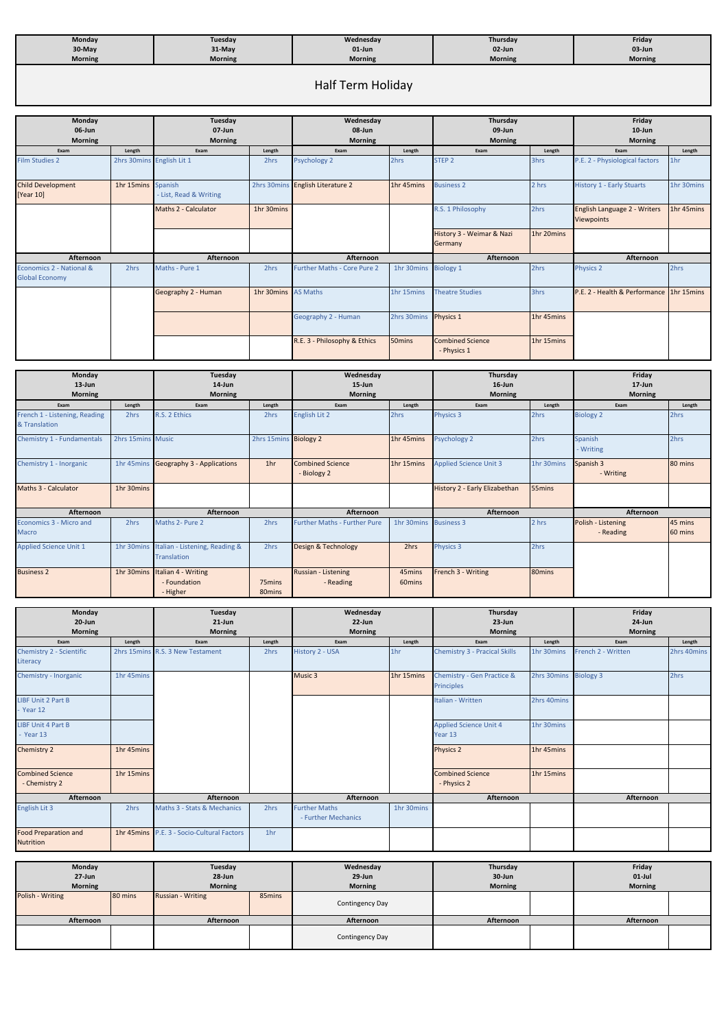| Monday 30-May Morning | Tuesday 31-May Morning | Wednesday 01-Jun Morning | Thursday 02-Jun Morning | Friday 03-Jun Morning |
|---|---|---|---|---|
| Half Term Holiday | | | | |

| Monday 06-Jun Morning | | Tuesday 07-Jun Morning | | Wednesday 08-Jun Morning | | Thursday 09-Jun Morning | | Friday 10-Jun Morning | |
|---|---|---|---|---|---|---|---|---|---|
| Exam | Length | Exam | Length | Exam | Length | Exam | Length | Exam | Length |
| Film Studies 2 | 2hrs 30mins | English Lit 1 | 2hrs | Psychology 2 | 2hrs | STEP 2 | 3hrs | P.E. 2 - Physiological factors | 1hr |
| Child Development [Year 10] | 1hr 15mins | Spanish - List, Read & Writing | 2hrs 30mins | English Literature 2 | 1hr 45mins | Business 2 | 2 hrs | History 1 - Early Stuarts | 1hr 30mins |
| | | Maths 2 - Calculator | 1hr 30mins | | | R.S. 1 Philosophy | 2hrs | English Language 2 - Writers Viewpoints | 1hr 45mins |
| | | | | | | History 3 - Weimar & Nazi Germany | 1hr 20mins | | |
| Afternoon | | Afternoon | | Afternoon | | Afternoon | | Afternoon | |
| Economics 2 - National & Global Economy | 2hrs | Maths - Pure 1 | 2hrs | Further Maths - Core Pure 2 | 1hr 30mins | Biology 1 | 2hrs | Physics 2 | 2hrs |
| | | Geography 2 - Human | 1hr 30mins | AS Maths | 1hr 15mins | Theatre Studies | 3hrs | P.E. 2 - Health & Performance | 1hr 15mins |
| | | | | Geography 2 - Human | 2hrs 30mins | Physics 1 | 1hr 45mins | | |
| | | | | R.E. 3 - Philosophy & Ethics | 50mins | Combined Science - Physics 1 | 1hr 15mins | | |

| Monday 13-Jun Morning | | Tuesday 14-Jun Morning | | Wednesday 15-Jun Morning | | Thursday 16-Jun Morning | | Friday 17-Jun Morning | |
|---|---|---|---|---|---|---|---|---|---|
| Exam | Length | Exam | Length | Exam | Length | Exam | Length | Exam | Length |
| French 1 - Listening, Reading & Translation | 2hrs | R.S. 2 Ethics | 2hrs | English Lit 2 | 2hrs | Physics 3 | 2hrs | Biology 2 | 2hrs |
| Chemistry 1 - Fundamentals | 2hrs 15mins | Music | 2hrs 15mins | Biology 2 | 1hr 45mins | Psychology 2 | 2hrs | Spanish - Writing | 2hrs |
| Chemistry 1 - Inorganic | 1hr 45mins | Geography 3 - Applications | 1hr | Combined Science - Biology 2 | 1hr 15mins | Applied Science Unit 3 | 1hr 30mins | Spanish 3 - Writing | 80 mins |
| Maths 3 - Calculator | 1hr 30mins | | | | | History 2 - Early Elizabethan | 55mins | | |
| Afternoon | | Afternoon | | Afternoon | | Afternoon | | Afternoon | |
| Economics 3 - Micro and Macro | 2hrs | Maths 2- Pure 2 | 2hrs | Further Maths - Further Pure | 1hr 30mins | Business 3 | 2 hrs | Polish - Listening - Reading | 45 mins 60mins |
| Applied Science Unit 1 | 1hr 30mins | Italian - Listening, Reading & Translation | 2hrs | Design & Technology | 2hrs | Physics 3 | 2hrs | | |
| Business 2 | 1hr 30mins | Italian 4 - Writing - Foundation - Higher | 75mins 80mins | Russian - Listening - Reading | 45mins 60mins | French 3 - Writing | 80mins | | |

| Monday 20-Jun Morning | | Tuesday 21-Jun Morning | | Wednesday 22-Jun Morning | | Thursday 23-Jun Morning | | Friday 24-Jun Morning | |
|---|---|---|---|---|---|---|---|---|---|
| Exam | Length | Exam | Length | Exam | Length | Exam | Length | Exam | Length |
| Chemistry 2 - Scientific Literacy | 2hrs 15mins | R.S. 3 New Testament | 2hrs | History 2 - USA | 1hr | Chemistry 3 - Pracical Skills | 1hr 30mins | French 2 - Written | 2hrs 40mins |
| Chemistry - Inorganic | 1hr 45mins | | | Music 3 | 1hr 15mins | Chemistry - Gen Practice & Principles | 2hrs 30mins | Biology 3 | 2hrs |
| LIBF Unit 2 Part B - Year 12 | | | | | | Italian - Written | 2hrs 40mins | | |
| LIBF Unit 4 Part B - Year 13 | | | | | | Applied Science Unit 4 Year 13 | 1hr 30mins | | |
| Chemistry 2 | 1hr 45mins | | | | | Physics 2 | 1hr 45mins | | |
| Combined Science - Chemistry 2 | 1hr 15mins | | | | | Combined Science - Physics 2 | 1hr 15mins | | |
| Afternoon | | Afternoon | | Afternoon | | Afternoon | | Afternoon | |
| English Lit 3 | 2hrs | Maths 3 - Stats & Mechanics | 2hrs | Further Maths - Further Mechanics | 1hr 30mins | | | | |
| Food Preparation and Nutrition | 1hr 45mins | P.E. 3 - Socio-Cultural Factors | 1hr | | | | | | |

| Monday 27-Jun Morning | | Tuesday 28-Jun Morning | | Wednesday 29-Jun Morning | Thursday 30-Jun Morning | | Friday 01-Jul Morning | |
|---|---|---|---|---|---|---|---|---|
| Polish - Writing | 80 mins | Russian - Writing | 85mins | Contingency Day | | | | |
| Afternoon | | Afternoon | | Afternoon | Afternoon | | Afternoon | |
| | | | | Contingency Day | | | | |